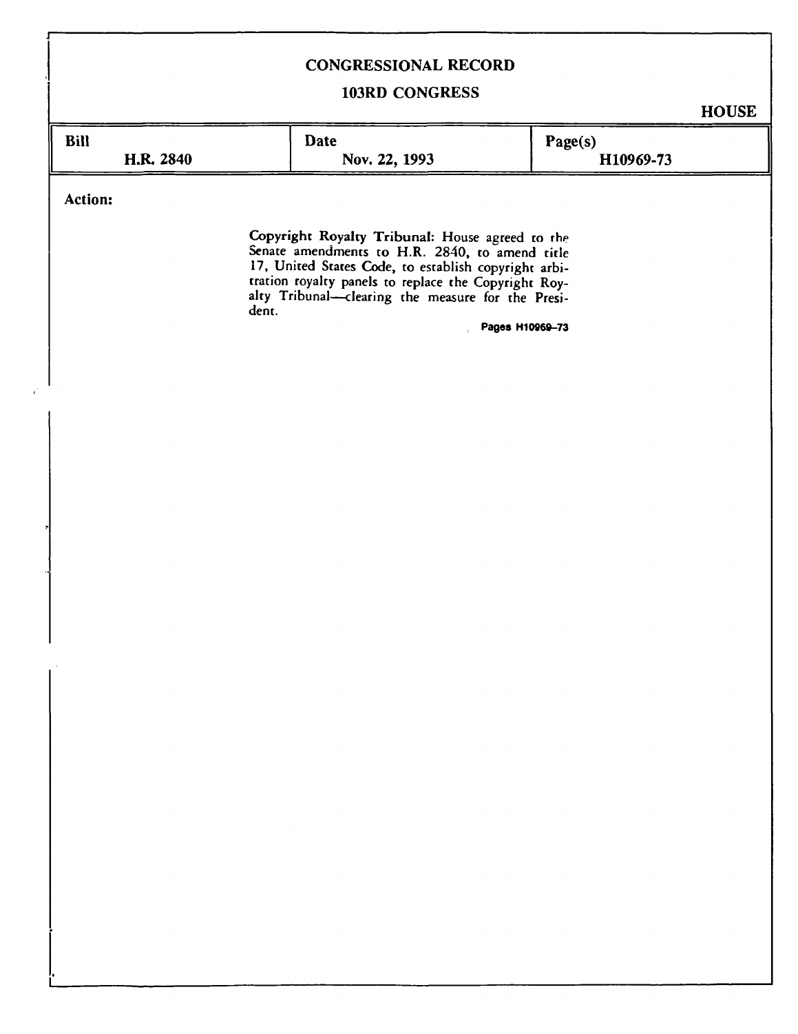# CONGRESSIONAL RECORD

## 103RD CONGRESS

**HOUSE**

| Bill | Date | Page(s) |
|---|---|---|
| H.R. 2840 | Nov. 22, 1993 | H10969-73 |

**Action:**

**Copyright Royalty Tribunal:** House agreed to the Senate amendments to H.R. 2840, to amend title 17, United States Code, to establish copyright arbitration royalty panels to replace the Copyright Royalty Tribunal—clearing the measure for the President.

Pages H10969–73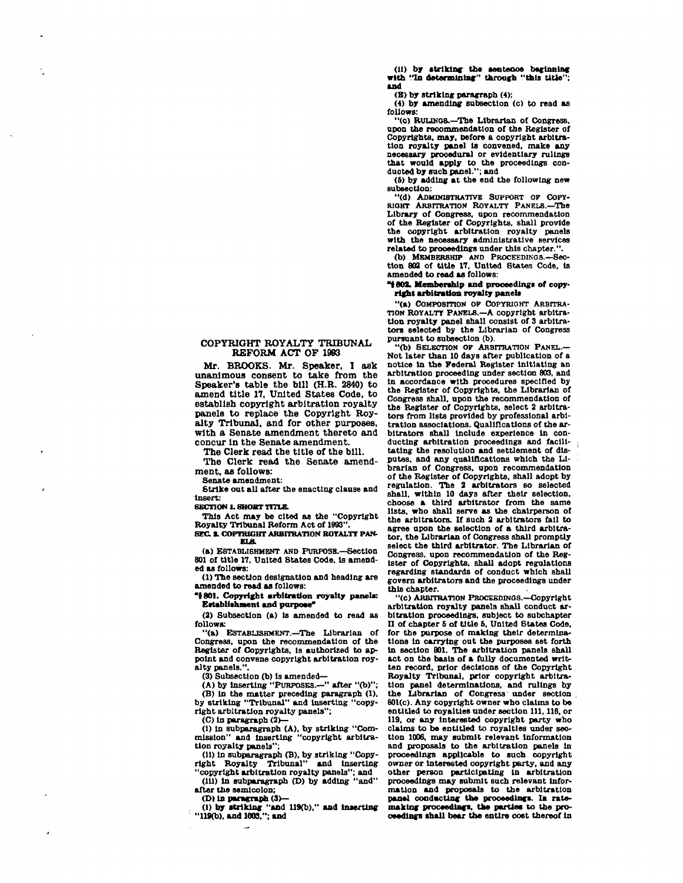## COPYRIGHT ROYALTY TRIBUNAL REFORM ACT OF 1993

Mr. BROOKS. Mr. Speaker, I ask unanimous consent to take from the Speaker's table the bill (H.R. 2840) to amend title 17, United States Code, to establish copyright arbitration royalty panels to replace the Copyright Royalty Tribunal, and for other purposes, with a Senate amendment thereto and concur in the Senate amendment.

The Clerk read the title of the bill.

The Clerk read the Senate amendment, as follows:

Senate amendment:

Strike out all after the enacting clause and insert:

**SECTION 1. SHORT TITLE.**

This Act may be cited as the "Copyright Royalty Tribunal Reform Act of 1993".

**SEC. 2. COPYRIGHT ARBITRATION ROYALTY PANELS.**

(a) ESTABLISHMENT AND PURPOSE.—Section 801 of title 17, United States Code, is amended as follows:

(1) The section designation and heading are amended to read as follows:

**"§ 801. Copyright arbitration royalty panels: Establishment and purpose"**

(2) Subsection (a) is amended to read as follows:

"(a) ESTABLISHMENT.—The Librarian of Congress, upon the recommendation of the Register of Copyrights, is authorized to appoint and convene copyright arbitration royalty panels.".

(3) Subsection (b) is amended—

(A) by inserting "PURPOSES.—" after "(b)";

(B) in the matter preceding paragraph (1), by striking "Tribunal" and inserting "copyright arbitration royalty panels";

(C) in paragraph (2)—

(i) in subparagraph (A), by striking "Commission" and inserting "copyright arbitration royalty panels";

(ii) in subparagraph (B), by striking "Copyright Royalty Tribunal" and inserting "copyright arbitration royalty panels"; and

(iii) in subparagraph (D) by adding "and" after the semicolon;

(D) in paragraph (3)—

(i) by striking "and 119(b)," and inserting "119(b), and 1003,"; and

(ii) by striking the sentence beginning with "In determining" through "this title"; and

(E) by striking paragraph (4);

(4) by amending subsection (c) to read as follows:

"(c) RULINGS.—The Librarian of Congress, upon the recommendation of the Register of Copyrights, may, before a copyright arbitration royalty panel is convened, make any necessary procedural or evidentiary rulings that would apply to the proceedings conducted by such panel."; and

(5) by adding at the end the following new subsection:

"(d) ADMINISTRATIVE SUPPORT OF COPYRIGHT ARBITRATION ROYALTY PANELS.—The Library of Congress, upon recommendation of the Register of Copyrights, shall provide the copyright arbitration royalty panels with the necessary administrative services related to proceedings under this chapter.".

(b) MEMBERSHIP AND PROCEEDINGS.—Section 802 of title 17, United States Code, is amended to read as follows:

**"§ 802. Membership and proceedings of copyright arbitration royalty panels**

"(a) COMPOSITION OF COPYRIGHT ARBITRATION ROYALTY PANELS.—A copyright arbitration royalty panel shall consist of 3 arbitrators selected by the Librarian of Congress pursuant to subsection (b).

"(b) SELECTION OF ARBITRATION PANEL.—Not later than 10 days after publication of a notice in the Federal Register initiating an arbitration proceeding under section 803, and in accordance with procedures specified by the Register of Copyrights, the Librarian of Congress shall, upon the recommendation of the Register of Copyrights, select 2 arbitrators from lists provided by professional arbitration associations. Qualifications of the arbitrators shall include experience in conducting arbitration proceedings and facilitating the resolution and settlement of disputes, and any qualifications which the Librarian of Congress, upon recommendation of the Register of Copyrights, shall adopt by regulation. The 2 arbitrators so selected shall, within 10 days after their selection, choose a third arbitrator from the same lists, who shall serve as the chairperson of the arbitrators. If such 2 arbitrators fail to agree upon the selection of a third arbitrator, the Librarian of Congress shall promptly select the third arbitrator. The Librarian of Congress, upon recommendation of the Register of Copyrights, shall adopt regulations regarding standards of conduct which shall govern arbitrators and the proceedings under this chapter.

"(c) ARBITRATION PROCEEDINGS.—Copyright arbitration royalty panels shall conduct arbitration proceedings, subject to subchapter II of chapter 5 of title 5, United States Code, for the purpose of making their determinations in carrying out the purposes set forth in section 801. The arbitration panels shall act on the basis of a fully documented written record, prior decisions of the Copyright Royalty Tribunal, prior copyright arbitration panel determinations, and rulings by the Librarian of Congress under section 801(c). Any copyright owner who claims to be entitled to royalties under section 111, 116, or 119, or any interested copyright party who claims to be entitled to royalties under section 1006, may submit relevant information and proposals to the arbitration panels in proceedings applicable to such copyright owner or interested copyright party, and any other person participating in arbitration proceedings may submit such relevant information and proposals to the arbitration panel conducting the proceedings. In ratemaking proceedings, the parties to the proceedings shall bear the entire cost thereof in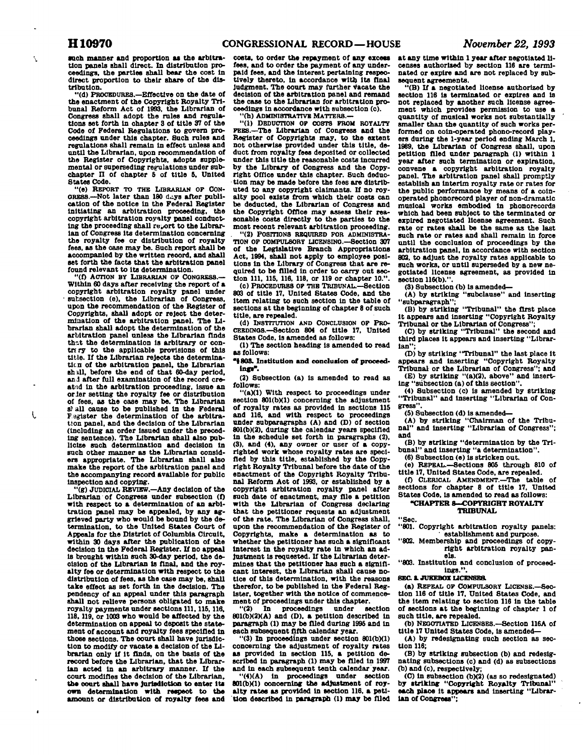such manner and proportion as the arbitration panels shall direct. In distribution proceedings, the parties shall bear the cost in direct proportion to their share of the distribution.

"(d) PROCEDURES.—Effective on the date of the enactment of the Copyright Royalty Tribunal Reform Act of 1993, the Librarian of Congress shall adopt the rules and regulations set forth in chapter 3 of title 37 of the Code of Federal Regulations to govern proceedings under this chapter. Such rules and regulations shall remain in effect unless and until the Librarian, upon recommendation of the Register of Copyrights, adopts supplemental or superseding regulations under subchapter II of chapter 5 of title 5, United States Code.

"(e) REPORT TO THE LIBRARIAN OF CONGRESS.—Not later than 180 days after publication of the notice in the Federal Register initiating an arbitration proceeding, the copyright arbitration royalty panel conducting the proceeding shall report to the Librarian of Congress its determination concerning the royalty fee or distribution of royalty fees, as the case may be. Such report shall be accompanied by the written record, and shall set forth the facts that the arbitration panel found relevant to its determination.

"(f) ACTION BY LIBRARIAN OF CONGRESS.—Within 60 days after receiving the report of a copyright arbitration royalty panel under subsection (e), the Librarian of Congress, upon the recommendation of the Register of Copyrights, shall adopt or reject the determination of the arbitration panel. The Librarian shall adopt the determination of the arbitration panel unless the Librarian finds that the determination is arbitrary or contrary to the applicable provisions of this title. If the Librarian rejects the determination of the arbitration panel, the Librarian shall, before the end of that 60-day period, and after full examination of the record created in the arbitration proceeding, issue an order setting the royalty fee or distribution of fees, as the case may be. The Librarian shall cause to be published in the Federal Register the determination of the arbitration panel, and the decision of the Librarian (including an order issued under the preceding sentence). The Librarian shall also publicize such determination and decision in such other manner as the Librarian considers appropriate. The Librarian shall also make the report of the arbitration panel and the accompanying record available for public inspection and copying.

"(g) JUDICIAL REVIEW.—Any decision of the Librarian of Congress under subsection (f) with respect to a determination of an arbitration panel may be appealed, by any aggrieved party who would be bound by the determination, to the United States Court of Appeals for the District of Columbia Circuit, within 30 days after the publication of the decision in the Federal Register. If no appeal is brought within such 30-day period, the decision of the Librarian is final, and the royalty fee or determination with respect to the distribution of fees, as the case may be, shall take effect as set forth in the decision. The pendency of an appeal under this paragraph shall not relieve persons obligated to make royalty payments under sections 111, 115, 116, 118, 119, or 1003 who would be affected by the determination on appeal to deposit the statement of account and royalty fees specified in those sections. The court shall have jurisdiction to modify or vacate a decision of the Librarian only if it finds, on the basis of the record before the Librarian, that the Librarian acted in an arbitrary manner. If the court modifies the decision of the Librarian, the court shall have jurisdiction to enter its own determination with respect to the amount or distribution of royalty fees and costs, to order the repayment of any excess fees, and to order the payment of any underpaid fees, and the interest pertaining respectively thereto, in accordance with its final judgment. The court may further vacate the decision of the arbitration panel and remand the case to the Librarian for arbitration proceedings in accordance with subsection (c).

"(h) ADMINISTRATIVE MATTERS.—

"(1) DEDUCTION OF COSTS FROM ROYALTY FEES.—The Librarian of Congress and the Register of Copyrights may, to the extent not otherwise provided under this title, deduct from royalty fees deposited or collected under this title the reasonable costs incurred by the Library of Congress and the Copyright Office under this chapter. Such deduction may be made before the fees are distributed to any copyright claimants. If no royalty pool exists from which their costs can be deducted, the Librarian of Congress and the Copyright Office may assess their reasonable costs directly to the parties to the most recent relevant arbitration proceeding.

"(2) POSITIONS REQUIRED FOR ADMINISTRATION OF COMPULSORY LICENSING.—Section 307 of the Legislative Branch Appropriations Act, 1994, shall not apply to employee positions in the Library of Congress that are required to be filled in order to carry out section 111, 115, 116, 118, or 119 or chapter 10.".

(c) PROCEDURES OF THE TRIBUNAL.—Section 803 of title 17, United States Code, and the item relating to such section in the table of sections at the beginning of chapter 8 of such title, are repealed.

(d) INSTITUTION AND CONCLUSION OF PROCEEDINGS.—Section 804 of title 17, United States Code, is amended as follows:

(1) The section heading is amended to read as follows:

"**§803. Institution and conclusion of proceedings**".

(2) Subsection (a) is amended to read as follows:

"(a)(1) With respect to proceedings under section 801(b)(1) concerning the adjustment of royalty rates as provided in sections 115 and 116, and with respect to proceedings under subparagraphs (A) and (D) of section 801(b)(2), during the calendar years specified in the schedule set forth in paragraphs (2), (3), and (4), any owner or user of a copyrighted work whose royalty rates are specified by this title, established by the Copyright Royalty Tribunal before the date of the enactment of the Copyright Royalty Tribunal Reform Act of 1993, or established by a copyright arbitration royalty panel after such date of enactment, may file a petition with the Librarian of Congress declaring that the petitioner requests an adjustment of the rate. The Librarian of Congress shall, upon the recommendation of the Register of Copyrights, make a determination as to whether the petitioner has such a significant interest in the royalty rate in which an adjustment is requested. If the Librarian determines that the petitioner has such a significant interest, the Librarian shall cause notice of this determination, with the reasons therefor, to be published in the Federal Register, together with the notice of commencement of proceedings under this chapter.

"(2) In proceedings under section 801(b)(2)(A) and (D), a petition described in paragraph (1) may be filed during 1995 and in each subsequent fifth calendar year.

"(3) In proceedings under section 801(b)(1) concerning the adjustment of royalty rates as provided in section 115, a petition described in paragraph (1) may be filed in 1997 and in each subsequent tenth calendar year.

"(4)(A) In proceedings under section 801(b)(1) concerning the adjustment of royalty rates as provided in section 116, a petition described in paragraph (1) may be filed at any time within 1 year after negotiated licenses authorized by section 116 are terminated or expire and are not replaced by subsequent agreements.

"(B) If a negotiated license authorized by section 116 is terminated or expires and is not replaced by another such license agreement which provides permission to use a quantity of musical works not substantially smaller than the quantity of such works performed on coin-operated phono-record players during the 1-year period ending March 1, 1989, the Librarian of Congress shall, upon petition filed under paragraph (1) within 1 year after such termination or expiration, convene a copyright arbitration royalty panel. The arbitration panel shall promptly establish an interim royalty rate or rates for the public performance by means of a coin-operated phonorecord player of non-dramatic musical works embodied in phonorecords which had been subject to the terminated or expired negotiated license agreement. Such rate or rates shall be the same as the last such rate or rates and shall remain in force until the conclusion of proceedings by the arbitration panel, in accordance with section 802, to adjust the royalty rates applicable to such works, or until superseded by a new negotiated license agreement, as provided in section 116(b).".

(3) Subsection (b) is amended—

(A) by striking "subclause" and inserting "subparagraph";

(B) by striking "Tribunal" the first place it appears and inserting "Copyright Royalty Tribunal or the Librarian of Congress";

(C) by striking "Tribunal" the second and third places it appears and inserting "Librarian";

(D) by striking "Tribunal" the last place it appears and inserting "Copyright Royalty Tribunal or the Librarian of Congress"; and

(E) by striking "(a)(2), above" and inserting "subsection (a) of this section".

(4) Subsection (c) is amended by striking "Tribunal" and inserting "Librarian of Congress".

(5) Subsection (d) is amended—

(A) by striking "Chairman of the Tribunal" and inserting "Librarian of Congress"; and

(B) by striking "determination by the Tribunal" and inserting "a determination".

(6) Subsection (e) is stricken out.

(e) REPEAL.—Sections 805 through 810 of title 17, United States Code, are repealed.

(f) CLERICAL AMENDMENT.—The table of sections for chapter 8 of title 17, United States Code, is amended to read as follows:

**"CHAPTER 8—COPYRIGHT ROYALTY TRIBUNAL**

"Sec.

"801. Copyright arbitration royalty panels: establishment and purpose.

"802. Membership and proceedings of copyright arbitration royalty panels.

"803. Institution and conclusion of proceedings.".

**SEC. 3. JUKEBOX LICENSES.**

(a) REPEAL OF COMPULSORY LICENSE.—Section 116 of title 17, United States Code, and the item relating to section 116 in the table of sections at the beginning of chapter 1 of such title, are repealed.

(b) NEGOTIATED LICENSES.—Section 116A of title 17 United States Code, is amended—

(A) by redesignating such section as section 116;

(B) by striking subsection (b) and redesignating subsections (c) and (d) as subsections (b) and (c), respectively;

(C) in subsection (b)(2) (as so redesignated) by striking "Copyright Royalty Tribunal" each place it appears and inserting "Librarian of Congress";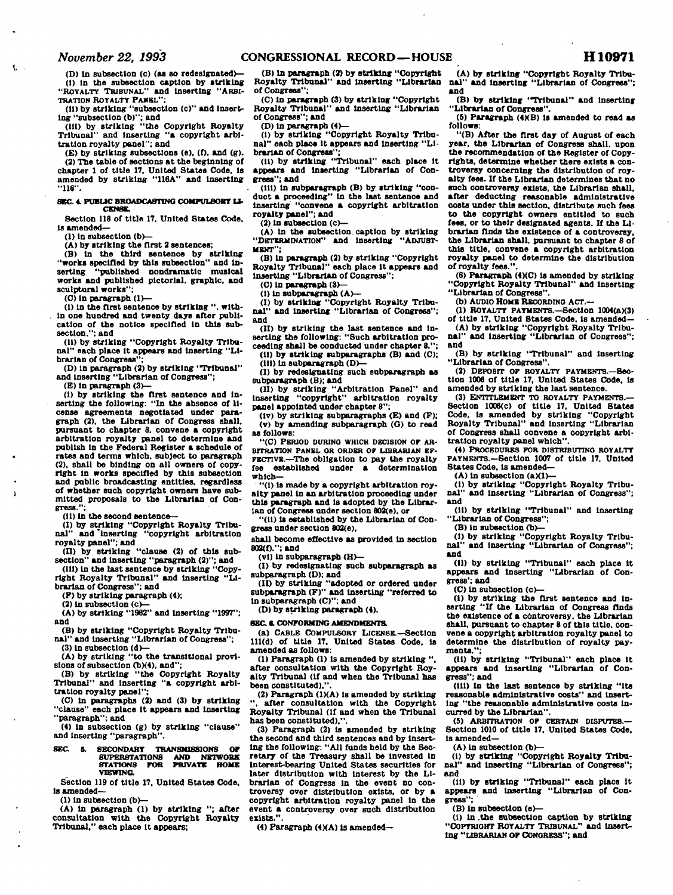(D) in subsection (c) (as so redesignated)—

(i) in the subsection caption by striking "ROYALTY TRIBUNAL" and inserting "ARBITRATION ROYALTY PANEL";

(ii) by striking "subsection (c)" and inserting "subsection (b)"; and

(iii) by striking "the Copyright Royalty Tribunal" and inserting "a copyright arbitration royalty panel"; and

(E) by striking subsections (e), (f), and (g).

(2) The table of sections at the beginning of chapter 1 of title 17, United States Code, is amended by striking "116A" and inserting "116".

**SEC. 4. PUBLIC BROADCASTING COMPULSORY LICENSE.**

Section 118 of title 17, United States Code, is amended—

(1) in subsection (b)—

(A) by striking the first 2 sentences;

(B) in the third sentence by striking "works specified by this subsection" and inserting "published nondramatic musical works and published pictorial, graphic, and sculptural works";

(C) in paragraph (1)—

(i) in the first sentence by striking ", within one hundred and twenty days after publication of the notice specified in this subsection,"; and

(ii) by striking "Copyright Royalty Tribunal" each place it appears and inserting "Librarian of Congress";

(D) in paragraph (2) by striking "Tribunal" and inserting "Librarian of Congress";

(E) in paragraph (3)—

(i) by striking the first sentence and inserting the following: "In the absence of license agreements negotiated under paragraph (2), the Librarian of Congress shall, pursuant to chapter 8, convene a copyright arbitration royalty panel to determine and publish in the Federal Register a schedule of rates and terms which, subject to paragraph (2), shall be binding on all owners of copyright in works specified by this subsection and public broadcasting entities, regardless of whether such copyright owners have submitted proposals to the Librarian of Congress.";

(ii) in the second sentence—

(I) by striking "Copyright Royalty Tribunal" and inserting "copyright arbitration royalty panel"; and

(II) by striking "clause (2) of this subsection" and inserting "paragraph (2)"; and

(iii) in the last sentence by striking "Copyright Royalty Tribunal" and inserting "Librarian of Congress"; and

(F) by striking paragraph (4);

(2) in subsection (c)—

(A) by striking "1982" and inserting "1997"; and

(B) by striking "Copyright Royalty Tribunal" and inserting "Librarian of Congress";

(3) in subsection (d)—

(A) by striking "to the transitional provisions of subsection (b)(4), and";

(B) by striking "the Copyright Royalty Tribunal" and inserting "a copyright arbitration royalty panel";

(C) in paragraphs (2) and (3) by striking "clause" each place it appears and inserting "paragraph"; and

(4) in subsection (g) by striking "clause" and inserting "paragraph".

**SEC. 5. SECONDARY TRANSMISSIONS OF SUPERSTATIONS AND NETWORK STATIONS FOR PRIVATE HOME VIEWING.**

Section 119 of title 17, United States Code, is amended—

(1) in subsection (b)—

(A) in paragraph (1) by striking "; after consultation with the Copyright Royalty Tribunal," each place it appears;

(B) in paragraph (2) by striking "Copyright Royalty Tribunal" and inserting "Librarian of Congress";

(C) in paragraph (3) by striking "Copyright Royalty Tribunal" and inserting "Librarian of Congress"; and

(D) in paragraph (4)—

(i) by striking "Copyright Royalty Tribunal" each place it appears and inserting "Librarian of Congress";

(ii) by striking "Tribunal" each place it appears and inserting "Librarian of Congress"; and

(iii) in subparagraph (B) by striking "conduct a proceeding" in the last sentence and inserting "convene a copyright arbitration royalty panel"; and

(2) in subsection (c)—

(A) in the subsection caption by striking "DETERMINATION" and inserting "ADJUSTMENT";

(B) in paragraph (2) by striking "Copyright Royalty Tribunal" each place it appears and inserting "Librarian of Congress";

(C) in paragraph (3)—

(i) in subparagraph (A)—

(I) by striking "Copyright Royalty Tribunal" and inserting "Librarian of Congress"; and

(II) by striking the last sentence and inserting the following: "Such arbitration proceeding shall be conducted under chapter 8.";

(ii) by striking subparagraphs (B) and (C);

(iii) in subparagraph (D)—

(I) by redesignating such subparagraph as subparagraph (B); and

(II) by striking "Arbitration Panel" and inserting "copyright" arbitration royalty panel appointed under chapter 8";

(iv) by striking subparagraphs (E) and (F);

(v) by amending subparagraph (G) to read as follows:

"(C) PERIOD DURING WHICH DECISION OF ARBITRATION PANEL OR ORDER OF LIBRARIAN EFFECTIVE.—The obligation to pay the royalty fee established under a determination which—

"(i) is made by a copyright arbitration royalty panel in an arbitration proceeding under this paragraph and is adopted by the Librarian of Congress under section 802(e), or

"(ii) is established by the Librarian of Congress under section 802(e),

shall become effective as provided in section 802(f)."; and

(vi) in subparagraph (H)—

(I) by redesignating such subparagraph as subparagraph (D); and

(II) by striking "adopted or ordered under subparagraph (F)" and inserting "referred to in subparagraph (C)"; and

(D) by striking paragraph (4).

**SEC. 6. CONFORMING AMENDMENTS.**

(a) CABLE COMPULSORY LICENSE.—Section 111(d) of title 17, United States Code, is amended as follows:

(1) Paragraph (1) is amended by striking ", after consultation with the Copyright Royalty Tribunal (if and when the Tribunal has been constituted),".

(2) Paragraph (1)(A) is amended by striking ", after consultation with the Copyright Royalty Tribunal (if and when the Tribunal has been constituted),".

(3) Paragraph (2) is amended by striking the second and third sentences and by inserting the following: "All funds held by the Secretary of the Treasury shall be invested in interest-bearing United States securities for later distribution with interest by the Librarian of Congress in the event no controversy over distribution exists, or by a copyright arbitration royalty panel in the event a controversy over such distribution exists.".

(4) Paragraph (4)(A) is amended—

(A) by striking "Copyright Royalty Tribunal" and inserting "Librarian of Congress"; and

(B) by striking "Tribunal" and inserting "Librarian of Congress".

(5) Paragraph (4)(B) is amended to read as follows:

"(B) After the first day of August of each year, the Librarian of Congress shall, upon the recommendation of the Register of Copyrights, determine whether there exists a controversy concerning the distribution of royalty fees. If the Librarian determines that no such controversy exists, the Librarian shall, after deducting reasonable administrative costs under this section, distribute such fees to the copyright owners entitled to such fees, or to their designated agents. If the Librarian finds the existence of a controversy, the Librarian shall, pursuant to chapter 8 of this title, convene a copyright arbitration royalty panel to determine the distribution of royalty fees.".

(6) Paragraph (4)(C) is amended by striking "Copyright Royalty Tribunal" and inserting "Librarian of Congress".

(b) AUDIO HOME RECORDING ACT.—

(1) ROYALTY PAYMENTS.—Section 1004(a)(3) of title 17, United States Code, is amended—

(A) by striking "Copyright Royalty Tribunal" and inserting "Librarian of Congress"; and

(B) by striking "Tribunal" and inserting "Librarian of Congress".

(2) DEPOSIT OF ROYALTY PAYMENTS.—Section 1005 of title 17, United States Code, is amended by striking the last sentence.

(3) ENTITLEMENT TO ROYALTY PAYMENTS.—Section 1006(c) of title 17, United States Code, is amended by striking "Copyright Royalty Tribunal" and inserting "Librarian of Congress shall convene a copyright arbitration royalty panel which".

(4) PROCEDURES FOR DISTRIBUTING ROYALTY PAYMENTS.—Section 1007 of title 17, United States Code, is amended—

(A) in subsection (a)(1)—

(i) by striking "Copyright Royalty Tribunal" and inserting "Librarian of Congress"; and

(ii) by striking "Tribunal" and inserting "Librarian of Congress";

(B) in subsection (b)—

(i) by striking "Copyright Royalty Tribunal" and inserting "Librarian of Congress"; and

(ii) by striking "Tribunal" each place it appears and inserting "Librarian of Congress"; and

(C) in subsection (c)—

(i) by striking the first sentence and inserting "If the Librarian of Congress finds the existence of a controversy, the Librarian shall, pursuant to chapter 8 of this title, convene a copyright arbitration royalty panel to determine the distribution of royalty payments.";

(ii) by striking "Tribunal" each place it appears and inserting "Librarian of Congress"; and

(iii) in the last sentence by striking "its reasonable administrative costs" and inserting "the reasonable administrative costs incurred by the Librarian".

(5) ARBITRATION OF CERTAIN DISPUTES.—Section 1010 of title 17, United States Code, is amended—

(A) in subsection (b)—

(i) by striking "Copyright Royalty Tribunal" and inserting "Librarian of Congress"; and

(ii) by striking "Tribunal" each place it appears and inserting "Librarian of Congress";

(B) in subsection (e)—

(i) in the subsection caption by striking "COPYRIGHT ROYALTY TRIBUNAL" and inserting "LIBRARIAN OF CONGRESS"; and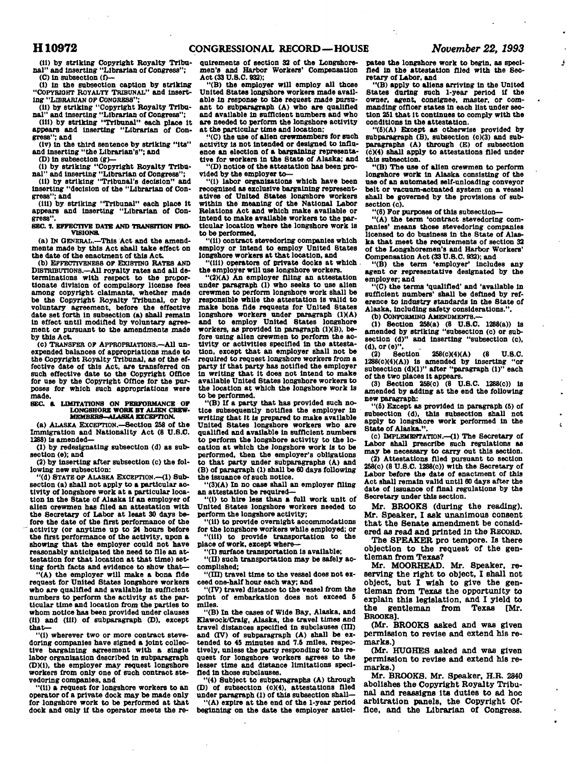(ii) by striking "Copyright Royalty Tribunal" and inserting "Librarian of Congress";

(C) in subsection (f)—

(i) in the subsection caption by striking "COPYRIGHT ROYALTY TRIBUNAL" and inserting "LIBRARIAN OF CONGRESS";

(ii) by striking "Copyright Royalty Tribunal" and inserting "Librarian of Congress";

(iii) by striking "Tribunal" each place it appears and inserting "Librarian of Congress"; and

(iv) in the third sentence by striking "its" and inserting "the Librarian's"; and

(D) in subsection (g)—

(i) by striking "Copyright Royalty Tribunal" and inserting "Librarian of Congress";

(ii) by striking "Tribunal's decision" and inserting "decision of the "Librarian of Congress"; and

(iii) by striking "Tribunal" each place it appears and inserting "Librarian of Congress".

**SEC. 7. EFFECTIVE DATE AND TRANSITION PROVISIONS.**

(a) IN GENERAL.—This Act and the amendments made by this Act shall take effect on the date of the enactment of this Act.

(b) EFFECTIVENESS OF EXISTING RATES AND DISTRIBUTIONS.—All royalty rates and all determinations with respect to the proportionate division of compulsory license fees among copyright claimants, whether made be the Copyright Royalty Tribunal, or by voluntary agreement, before the effective date set forth in subsection (a) shall remain in effect until modified by voluntary agreement or pursuant to the amendments made by this Act.

(c) TRANSFER OF APPROPRIATIONS.—All unexpended balances of appropriations made to the Copyright Royalty Tribunal, as of the effective date of this Act, are transferred on such effective date to the Copyright Office for use by the Copyright Office for the purposes for which such appropriations were made.

**SEC. 8. LIMITATIONS ON PERFORMANCE OF LONGSHORE WORK BY ALIEN CREWMEMBERS—ALASKA EXCEPTION.**

(a) ALASKA EXCEPTION.—Section 258 of the Immigration and Nationality Act (8 U.S.C. 1288) is amended—

(1) by redesignating subsection (d) as subsection (e); and

(2) by inserting after subsection (c) the following new subsection:

"(d) STATE OF ALASKA EXCEPTION.—(1) Subsection (a) shall not apply to a particular activity of longshore work at a particular location in the State of Alaska if an employer of alien crewmen has filed an attestation with the Secretary of Labor at least 30 days before the date of the first performance of the activity (or anytime up to 24 hours before the first performance of the activity, upon a showing that the employer could not have reasonably anticipated the need to file an attestation for that location at that time) setting forth facts and evidence to show that—

"(A) the employer will make a bona fide request for United States longshore workers who are qualified and available in sufficient numbers to perform the activity at the particular time and location from the parties to whom notice has been provided under clauses (ii) and (iii) of subparagraph (D), except that—

"(i) wherever two or more contract stevedoring companies have signed a joint collective bargaining agreement with a single labor organization described in subparagraph (D)(i), the employer may request longshore workers from only one of such contract stevedoring companies, and

"(ii) a request for longshore workers to an operator of a private dock may be made only for longshore work to be performed at that dock and only if the operator meets the requirements of section 32 of the Longshoremen's and Harbor Workers' Compensation Act (33 U.S.C. 932);

"(B) the employer will employ all those United States longshore workers made available in response to the request made pursuant to subparagraph (A) who are qualified and available in sufficient numbers and who are needed to perform the longshore activity at the particular time and location;

"(C) the use of alien crewmembers for such activity is not intended or designed to influence an election of a bargaining representative for workers in the State of Alaska; and

"(D) notice of the attestation has been provided by the employer to—

"(i) labor organizations which have been recognized as exclusive bargaining representatives of United States longshore workers within the meaning of the National Labor Relations Act and which make available or intend to make available workers to the particular location where the longshore work is to be performed,

"(ii) contract stevedoring companies which employ or intend to employ United States longshore workers at that location, and

"(iii) operators of private docks at which the employer will use longshore workers.

"(2)(A) An employer filing an attestation under paragraph (1) who seeks to use alien crewmen to perform longshore work shall be responsible while the attestation is valid to make bona fide requests for United States longshore workers under paragraph (1)(A) and to employ United States longshore workers, as provided in paragraph (1)(B), before using alien crewmen to perform the activity or activities specified in the attestation, except that an employer shall not be required to request longshore workers from a party if that party has notified the employer in writing that it does not intend to make available United States longshore workers to the location at which the longshore work is to be performed.

"(B) If a party that has provided such notice subsequently notifies the employer in writing that it is prepared to make available United States longshore workers who are qualified and available in sufficient numbers to perform the longshore activity to the location at which the longshore work is to be performed, then the employer's obligations to that party under subparagraphs (A) and (B) of paragraph (1) shall be 60 days following the issuance of such notice.

"(3)(A) In no case shall an employer filing an attestation be required—

"(i) to hire less than a full work unit of United States longshore workers needed to perform the longshore activity;

"(ii) to provide overnight accommodations for the longshore workers while employed; or

"(iii) to provide transportation to the place of work, except where—

"(I) surface transportation is available;

"(II) such transportation may be safely accomplished;

"(III) travel time to the vessel does not exceed one-half hour each way; and

"(IV) travel distance to the vessel from the point of embarkation does not exceed 5 miles.

"(B) In the cases of Wide Bay, Alaska, and Klawock/Craig, Alaska, the travel times and travel distances specified in subclauses (III) and (IV) of subparagraph (A) shall be extended to 45 minutes and 7.5 miles, respectively, unless the party responding to the request for longshore workers agrees to the lesser time and distance limitations specified in those subclauses.

"(4) Subject to subparagraphs (A) through (D) of subsection (c)(4), attestations filed under paragraph (1) of this subsection shall—

"(A) expire at the end of the 1-year period beginning on the date the employer anticipates the longshore work to begin, as specified in the attestation filed with the Secretary of Labor, and

"(B) apply to aliens arriving in the United States during such 1-year period if the owner, agent, consignee, master, or commanding officer states in each list under section 251 that it continues to comply with the conditions in the attestation.

"(5)(A) Except as otherwise provided by subparagraph (B), subsection (c)(3) and subparagraphs (A) through (E) of subsection (c)(4) shall apply to attestations filed under this subsection.

"(B) The use of alien crewmen to perform longshore work in Alaska consisting of the use of an automated self-unloading conveyor belt or vacuum-actuated system on a vessel shall be governed by the provisions of subsection (c).

"(6) For purposes of this subsection—

"(A) the term 'contract stevedoring companies' means those stevedoring companies licensed to do business in the State of Alaska that meet the requirements of section 32 of the Longshoremen's and Harbor Workers' Compensation Act (33 U.S.C. 932); and

"(B) the term 'employer' includes any agent or representative designated by the employer; and

"(C) the terms 'qualified' and 'available in sufficient numbers' shall be defined by reference to industry standards in the State of Alaska, including safety considerations.".

(b) CONFORMING AMENDMENTS.—

(1) Section 258(a) (8 U.S.C. 1288(a)) is amended by striking "subsection (c) or subsection (d)" and inserting "subsection (c), (d), or (e)".

(2) Section 258(c)(4)(A) (8 U.S.C. 1288(c)(4)(A)) is amended by inserting "or subsection (d)(1)" after "paragraph (1)" each of the two places it appears.

(3) Section 258(c) (8 U.S.C. 1288(c)) is amended by adding at the end the following new paragraph:

"(5) Except as provided in paragraph (5) of subsection (d), this subsection shall not apply to longshore work performed in the State of Alaska.".

(c) IMPLEMENTATION.—(1) The Secretary of Labor shall prescribe such regulations as may be necessary to carry out this section.

(2) Attestations filed pursuant to section 258(c) (8 U.S.C. 1288(c)) with the Secretary of Labor before the date of enactment of this Act shall remain valid until 60 days after the date of issuance of final regulations by the Secretary under this section.

Mr. BROOKS (during the reading). Mr. Speaker, I ask unanimous consent that the Senate amendment be considered as read and printed in the RECORD.

The SPEAKER pro tempore. Is there objection to the request of the gentleman from Texas?

Mr. MOORHEAD. Mr. Speaker, reserving the right to object, I shall not object, but I wish to give the gentleman from Texas the opportunity to explain this legislation, and I yield to the gentleman from Texas [Mr. BROOKS].

(Mr. BROOKS asked and was given permission to revise and extend his remarks.)

(Mr. HUGHES asked and was given permission to revise and extend his remarks.)

Mr. BROOKS. Mr. Speaker, H.R. 2840 abolishes the Copyright Royalty Tribunal and reassigns its duties to ad hoc arbitration panels, the Copyright Office, and the Librarian of Congress.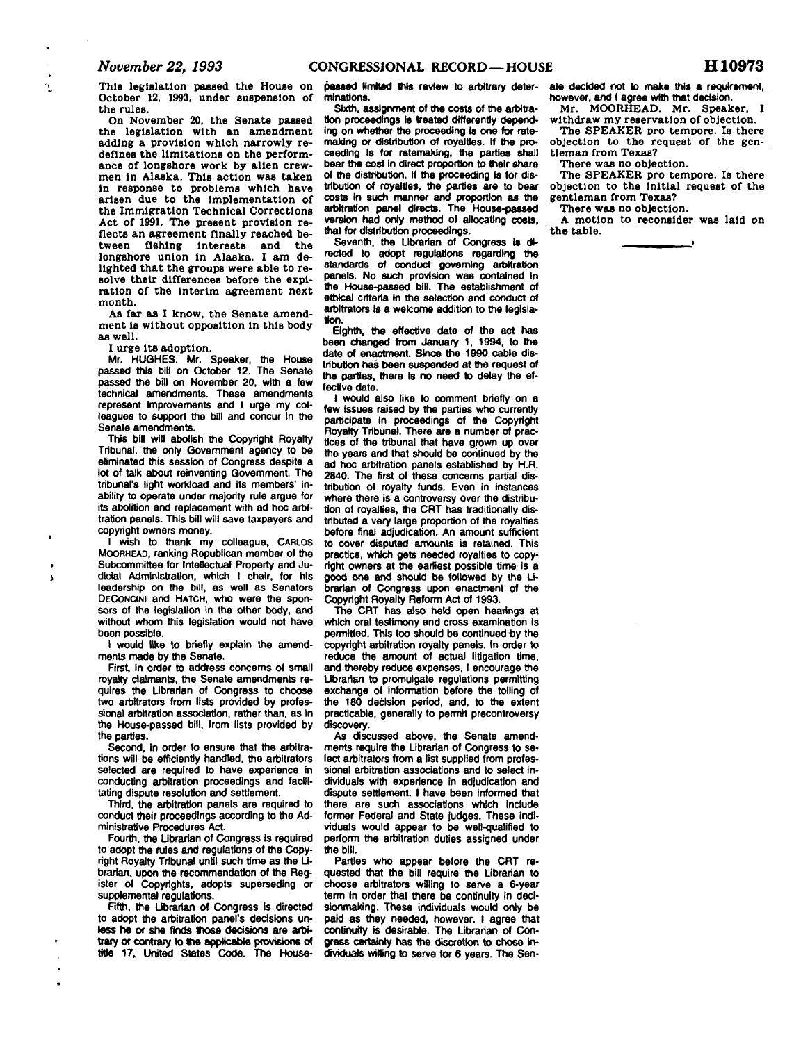This legislation passed the House on October 12, 1993, under suspension of the rules.

On November 20, the Senate passed the legislation with an amendment adding a provision which narrowly redefines the limitations on the performance of longshore work by alien crewmen in Alaska. This action was taken in response to problems which have arisen due to the implementation of the Immigration Technical Corrections Act of 1991. The present provision reflects an agreement finally reached between fishing interests and the longshore union in Alaska. I am delighted that the groups were able to resolve their differences before the expiration of the interim agreement next month.

As far as I know, the Senate amendment is without opposition in this body as well.

I urge its adoption.

Mr. HUGHES. Mr. Speaker, the House passed this bill on October 12. The Senate passed the bill on November 20, with a few technical amendments. These amendments represent improvements and I urge my colleagues to support the bill and concur in the Senate amendments.

This bill will abolish the Copyright Royalty Tribunal, the only Government agency to be eliminated this session of Congress despite a lot of talk about reinventing Government. The tribunal's light workload and its members' inability to operate under majority rule argue for its abolition and replacement with ad hoc arbitration panels. This bill will save taxpayers and copyright owners money.

I wish to thank my colleague, CARLOS MOORHEAD, ranking Republican member of the Subcommittee for Intellectual Property and Judicial Administration, which I chair, for his leadership on the bill, as well as Senators DECONCINI and HATCH, who were the sponsors of the legislation in the other body, and without whom this legislation would not have been possible.

I would like to briefly explain the amendments made by the Senate.

First, in order to address concerns of small royalty claimants, the Senate amendments requires the Librarian of Congress to choose two arbitrators from lists provided by professional arbitration association, rather than, as in the House-passed bill, from lists provided by the parties.

Second, in order to ensure that the arbitrations will be efficiently handled, the arbitrators selected are required to have experience in conducting arbitration proceedings and facilitating dispute resolution and settlement.

Third, the arbitration panels are required to conduct their proceedings according to the Administrative Procedures Act.

Fourth, the Librarian of Congress is required to adopt the rules and regulations of the Copyright Royalty Tribunal until such time as the Librarian, upon the recommendation of the Register of Copyrights, adopts superseding or supplemental regulations.

Fifth, the Librarian of Congress is directed to adopt the arbitration panel's decisions unless he or she finds those decisions are arbitrary or contrary to the applicable provisions of title 17, United States Code. The House-passed limited this review to arbitrary determinations.

Sixth, assignment of the costs of the arbitration proceedings is treated differently depending on whether the proceeding is one for ratemaking or distribution of royalties. If the proceeding is for ratemaking, the parties shall bear the cost in direct proportion to their share of the distribution. If the proceeding is for distribution of royalties, the parties are to bear costs in such manner and proportion as the arbitration panel directs. The House-passed version had only method of allocating costs, that for distribution proceedings.

Seventh, the Librarian of Congress is directed to adopt regulations regarding the standards of conduct governing arbitration panels. No such provision was contained in the House-passed bill. The establishment of ethical criteria in the selection and conduct of arbitrators is a welcome addition to the legislation.

Eighth, the effective date of the act has been changed from January 1, 1994, to the date of enactment. Since the 1990 cable distribution has been suspended at the request of the parties, there is no need to delay the effective date.

I would also like to comment briefly on a few issues raised by the parties who currently participate in proceedings of the Copyright Royalty Tribunal. There are a number of practices of the tribunal that have grown up over the years and that should be continued by the ad hoc arbitration panels established by H.R. 2840. The first of these concerns partial distribution of royalty funds. Even in instances where there is a controversy over the distribution of royalties, the CRT has traditionally distributed a very large proportion of the royalties before final adjudication. An amount sufficient to cover disputed amounts is retained. This practice, which gets needed royalties to copyright owners at the earliest possible time is a good one and should be followed by the Librarian of Congress upon enactment of the Copyright Royalty Reform Act of 1993.

The CRT has also held open hearings at which oral testimony and cross examination is permitted. This too should be continued by the copyright arbitration royalty panels. In order to reduce the amount of actual litigation time, and thereby reduce expenses, I encourage the Librarian to promulgate regulations permitting exchange of information before the tolling of the 180 decision period, and, to the extent practicable, generally to permit precontroversy discovery.

As discussed above, the Senate amendments require the Librarian of Congress to select arbitrators from a list supplied from professional arbitration associations and to select individuals with experience in adjudication and dispute settlement. I have been informed that there are such associations which include former Federal and State judges. These individuals would appear to be well-qualified to perform the arbitration duties assigned under the bill.

Parties who appear before the CRT requested that the bill require the Librarian to choose arbitrators willing to serve a 6-year term in order that there be continuity in decisionmaking. These individuals would only be paid as they needed, however. I agree that continuity is desirable. The Librarian of Congress certainly has the discretion to chose individuals willing to serve for 6 years. The Senate decided not to make this a requirement, however, and I agree with that decision.

Mr. MOORHEAD. Mr. Speaker, I withdraw my reservation of objection.

The SPEAKER pro tempore. Is there objection to the request of the gentleman from Texas?

There was no objection.

The SPEAKER pro tempore. Is there objection to the initial request of the gentleman from Texas?

There was no objection.

A motion to reconsider was laid on the table.